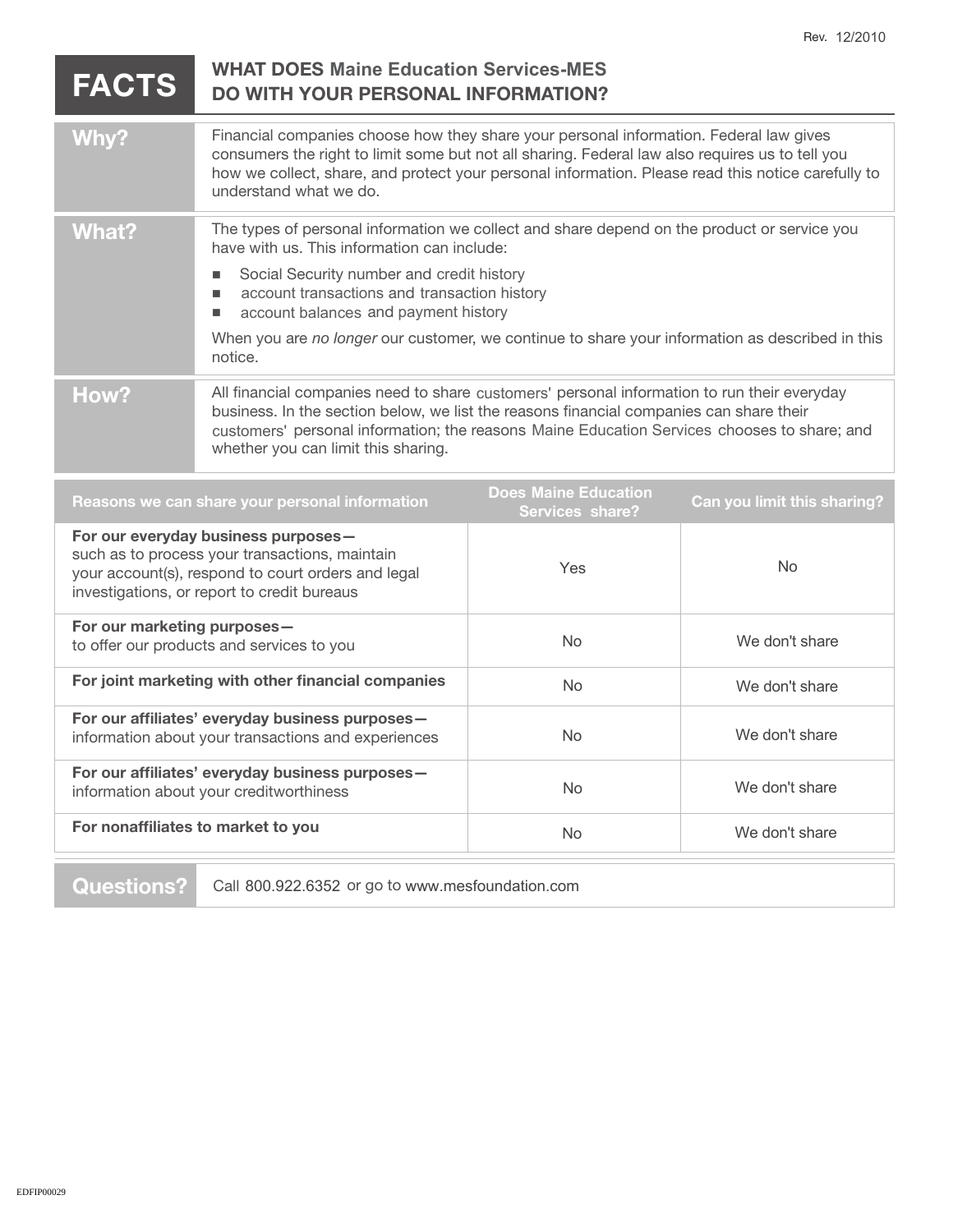Rev. 12/2010

# FACTS

## WHAT DOES Maine Education Services-MES DO WITH YOUR PERSONAL INFORMATION?

| | |
|---|---|
| **Why?** | Financial companies choose how they share your personal information. Federal law gives consumers the right to limit some but not all sharing. Federal law also requires us to tell you how we collect, share, and protect your personal information. Please read this notice carefully to understand what we do. |
| **What?** | The types of personal information we collect and share depend on the product or service you have with us. This information can include:<br>■ Social Security number and credit history<br>■ account transactions and transaction history<br>■ account balances and payment history<br>When you are *no longer* our customer, we continue to share your information as described in this notice. |
| **How?** | All financial companies need to share customers' personal information to run their everyday business. In the section below, we list the reasons financial companies can share their customers' personal information; the reasons Maine Education Services chooses to share; and whether you can limit this sharing. |

| Reasons we can share your personal information | Does Maine Education Services share? | Can you limit this sharing? |
|---|---|---|
| **For our everyday business purposes—** such as to process your transactions, maintain your account(s), respond to court orders and legal investigations, or report to credit bureaus | Yes | No |
| **For our marketing purposes—** to offer our products and services to you | No | We don't share |
| **For joint marketing with other financial companies** | No | We don't share |
| **For our affiliates' everyday business purposes—** information about your transactions and experiences | No | We don't share |
| **For our affiliates' everyday business purposes—** information about your creditworthiness | No | We don't share |
| **For nonaffiliates to market to you** | No | We don't share |

| | |
|---|---|
| **Questions?** | Call 800.922.6352 or go to www.mesfoundation.com |

EDFIP00029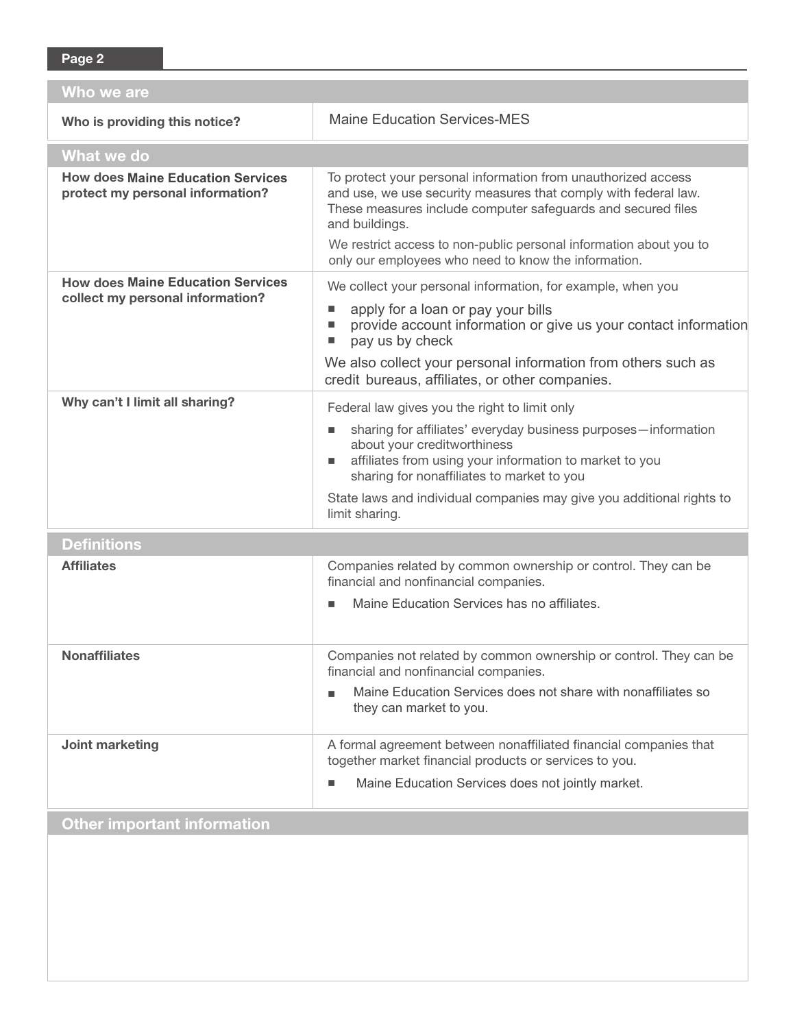| Who we are | |
|---|---|
| **Who is providing this notice?** | Maine Education Services-MES |

| What we do | |
|---|---|
| **How does Maine Education Services protect my personal information?** | To protect your personal information from unauthorized access and use, we use security measures that comply with federal law. These measures include computer safeguards and secured files and buildings.<br><br>We restrict access to non-public personal information about you to only our employees who need to know the information. |
| **How does Maine Education Services collect my personal information?** | We collect your personal information, for example, when you<br>▪ apply for a loan or pay your bills<br>▪ provide account information or give us your contact information<br>▪ pay us by check<br><br>We also collect your personal information from others such as credit bureaus, affiliates, or other companies. |
| **Why can't I limit all sharing?** | Federal law gives you the right to limit only<br>▪ sharing for affiliates' everyday business purposes—information about your creditworthiness<br>▪ affiliates from using your information to market to you sharing for nonaffiliates to market to you<br><br>State laws and individual companies may give you additional rights to limit sharing. |

| Definitions | |
|---|---|
| **Affiliates** | Companies related by common ownership or control. They can be financial and nonfinancial companies.<br>▪ Maine Education Services has no affiliates. |
| **Nonaffiliates** | Companies not related by common ownership or control. They can be financial and nonfinancial companies.<br>▪ Maine Education Services does not share with nonaffiliates so they can market to you. |
| **Joint marketing** | A formal agreement between nonaffiliated financial companies that together market financial products or services to you.<br>▪ Maine Education Services does not jointly market. |

| Other important information |
|---|
| |